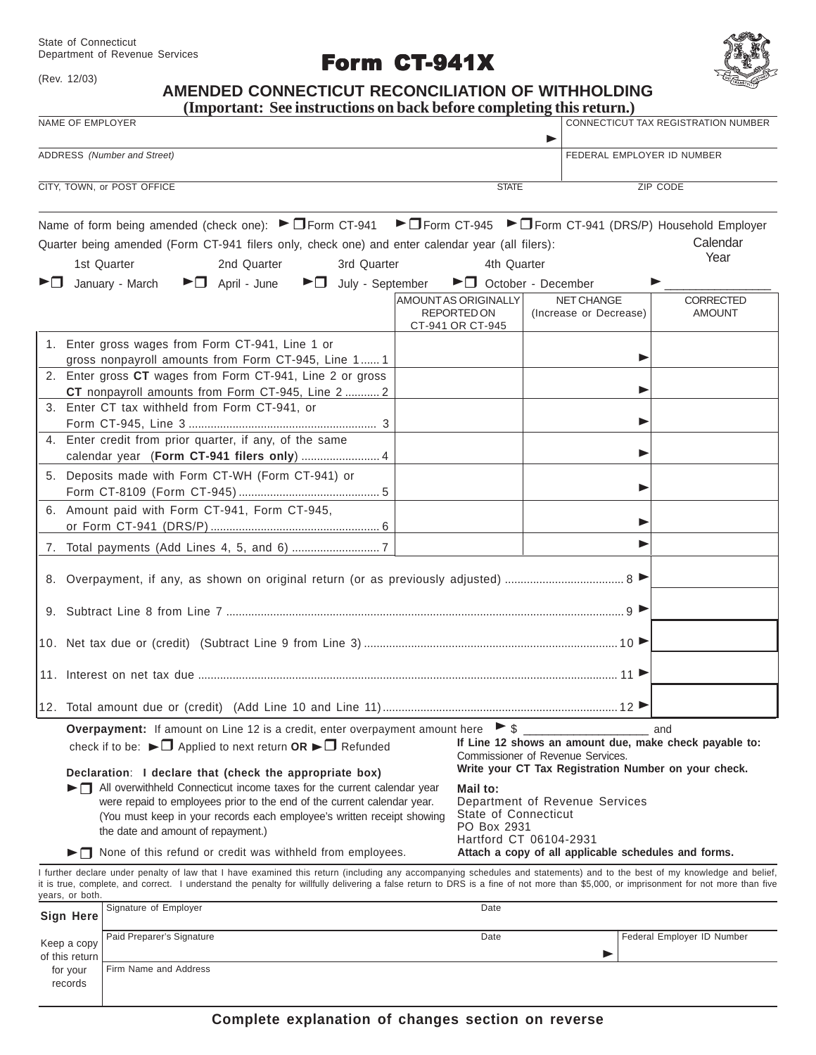State of Connecticut
Department of Revenue Services

(Rev. 12/03)

# Form CT-941X

## AMENDED CONNECTICUT RECONCILIATION OF WITHHOLDING

**(Important: See instructions on back before completing this return.)**

| NAME OF EMPLOYER | CONNECTICUT TAX REGISTRATION NUMBER |
|---|---|
| ADDRESS *(Number and Street)* | FEDERAL EMPLOYER ID NUMBER |
| CITY, TOWN, or POST OFFICE — STATE | ZIP CODE |

Name of form being amended (check one): ► ❒ Form CT-941 ► ❒ Form CT-945 ► ❒ Form CT-941 (DRS/P) Household Employer

Quarter being amended (Form CT-941 filers only, check one) and enter calendar year (all filers):

1st Quarter ► ❒ January - March 2nd Quarter ► ❒ April - June 3rd Quarter ► ❒ July - September 4th Quarter ► ❒ October - December

Calendar Year ► ______________

| | AMOUNT AS ORIGINALLY REPORTED ON CT-941 OR CT-945 | NET CHANGE (Increase or Decrease) | CORRECTED AMOUNT |
|---|---|---|---|
| 1. Enter gross wages from Form CT-941, Line 1 or gross nonpayroll amounts from Form CT-945, Line 1 ...... 1 | | ► | |
| 2. Enter gross **CT** wages from Form CT-941, Line 2 or gross **CT** nonpayroll amounts from Form CT-945, Line 2 ........... 2 | | ► | |
| 3. Enter CT tax withheld from Form CT-941, or Form CT-945, Line 3 ........... 3 | | ► | |
| 4. Enter credit from prior quarter, if any, of the same calendar year (**Form CT-941 filers only**) ........... 4 | | ► | |
| 5. Deposits made with Form CT-WH (Form CT-941) or Form CT-8109 (Form CT-945) ........... 5 | | ► | |
| 6. Amount paid with Form CT-941, Form CT-945, or Form CT-941 (DRS/P) ........... 6 | | ► | |
| 7. Total payments (Add Lines 4, 5, and 6) ........... 7 | | ► | |
| 8. Overpayment, if any, as shown on original return (or as previously adjusted) ........... 8 ► | | | |
| 9. Subtract Line 8 from Line 7 ........... 9 ► | | | |
| 10. Net tax due or (credit) (Subtract Line 9 from Line 3) ........... 10 ► | | | |
| 11. Interest on net tax due ........... 11 ► | | | |
| 12. Total amount due or (credit) (Add Line 10 and Line 11) ........... 12 ► | | | |

**Overpayment:** If amount on Line 12 is a credit, enter overpayment amount here ► $ __________________ and check if to be: ► ❒ Applied to next return **OR** ► ❒ Refunded

**Declaration**: **I declare that (check the appropriate box)**

► ❒ All overwithheld Connecticut income taxes for the current calendar year were repaid to employees prior to the end of the current calendar year. (You must keep in your records each employee's written receipt showing the date and amount of repayment.)

► ❒ None of this refund or credit was withheld from employees.

**If Line 12 shows an amount due, make check payable to:** Commissioner of Revenue Services.
**Write your CT Tax Registration Number on your check.**

**Mail to:**
Department of Revenue Services
State of Connecticut
PO Box 2931
Hartford CT 06104-2931
**Attach a copy of all applicable schedules and forms.**

I further declare under penalty of law that I have examined this return (including any accompanying schedules and statements) and to the best of my knowledge and belief, it is true, complete, and correct. I understand the penalty for willfully delivering a false return to DRS is a fine of not more than $5,000, or imprisonment for not more than five years, or both.

| **Sign Here** | Signature of Employer | Date | |
|---|---|---|---|
| Keep a copy of this return for your records | Paid Preparer's Signature | Date | Federal Employer ID Number |
| | Firm Name and Address | | |

**Complete explanation of changes section on reverse**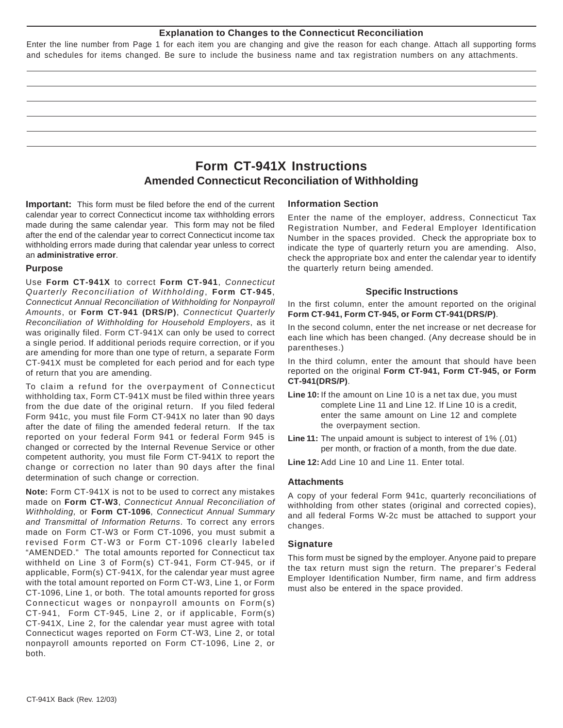### Explanation to Changes to the Connecticut Reconciliation

Enter the line number from Page 1 for each item you are changing and give the reason for each change. Attach all supporting forms and schedules for items changed. Be sure to include the business name and tax registration numbers on any attachments.

# Form CT-941X Instructions

## Amended Connecticut Reconciliation of Withholding

**Important:** This form must be filed before the end of the current calendar year to correct Connecticut income tax withholding errors made during the same calendar year. This form may not be filed after the end of the calendar year to correct Connecticut income tax withholding errors made during that calendar year unless to correct an **administrative error**.

### Purpose

Use **Form CT-941X** to correct **Form CT-941**, *Connecticut Quarterly Reconciliation of Withholding*, **Form CT-945**, *Connecticut Annual Reconciliation of Withholding for Nonpayroll Amounts*, or **Form CT-941 (DRS/P)**, *Connecticut Quarterly Reconciliation of Withholding for Household Employers*, as it was originally filed. Form CT-941X can only be used to correct a single period. If additional periods require correction, or if you are amending for more than one type of return, a separate Form CT-941X must be completed for each period and for each type of return that you are amending.

To claim a refund for the overpayment of Connecticut withholding tax, Form CT-941X must be filed within three years from the due date of the original return. If you filed federal Form 941c, you must file Form CT-941X no later than 90 days after the date of filing the amended federal return. If the tax reported on your federal Form 941 or federal Form 945 is changed or corrected by the Internal Revenue Service or other competent authority, you must file Form CT-941X to report the change or correction no later than 90 days after the final determination of such change or correction.

**Note:** Form CT-941X is not to be used to correct any mistakes made on **Form CT-W3**, *Connecticut Annual Reconciliation of Withholding,* or **Form CT-1096**, *Connecticut Annual Summary and Transmittal of Information Returns*. To correct any errors made on Form CT-W3 or Form CT-1096, you must submit a revised Form CT-W3 or Form CT-1096 clearly labeled "AMENDED." The total amounts reported for Connecticut tax withheld on Line 3 of Form(s) CT-941, Form CT-945, or if applicable, Form(s) CT-941X, for the calendar year must agree with the total amount reported on Form CT-W3, Line 1, or Form CT-1096, Line 1, or both. The total amounts reported for gross Connecticut wages or nonpayroll amounts on Form(s) CT-941, Form CT-945, Line 2, or if applicable, Form(s) CT-941X, Line 2, for the calendar year must agree with total Connecticut wages reported on Form CT-W3, Line 2, or total nonpayroll amounts reported on Form CT-1096, Line 2, or both.

### Information Section

Enter the name of the employer, address, Connecticut Tax Registration Number, and Federal Employer Identification Number in the spaces provided. Check the appropriate box to indicate the type of quarterly return you are amending. Also, check the appropriate box and enter the calendar year to identify the quarterly return being amended.

### Specific Instructions

In the first column, enter the amount reported on the original **Form CT-941, Form CT-945, or Form CT-941(DRS/P)**.

In the second column, enter the net increase or net decrease for each line which has been changed. (Any decrease should be in parentheses.)

In the third column, enter the amount that should have been reported on the original **Form CT-941, Form CT-945, or Form CT-941(DRS/P)**.

**Line 10:** If the amount on Line 10 is a net tax due, you must complete Line 11 and Line 12. If Line 10 is a credit, enter the same amount on Line 12 and complete the overpayment section.

**Line 11:** The unpaid amount is subject to interest of 1% (.01) per month, or fraction of a month, from the due date.

**Line 12:** Add Line 10 and Line 11. Enter total.

### Attachments

A copy of your federal Form 941c, quarterly reconciliations of withholding from other states (original and corrected copies), and all federal Forms W-2c must be attached to support your changes.

### Signature

This form must be signed by the employer. Anyone paid to prepare the tax return must sign the return. The preparer's Federal Employer Identification Number, firm name, and firm address must also be entered in the space provided.

CT-941X Back (Rev. 12/03)